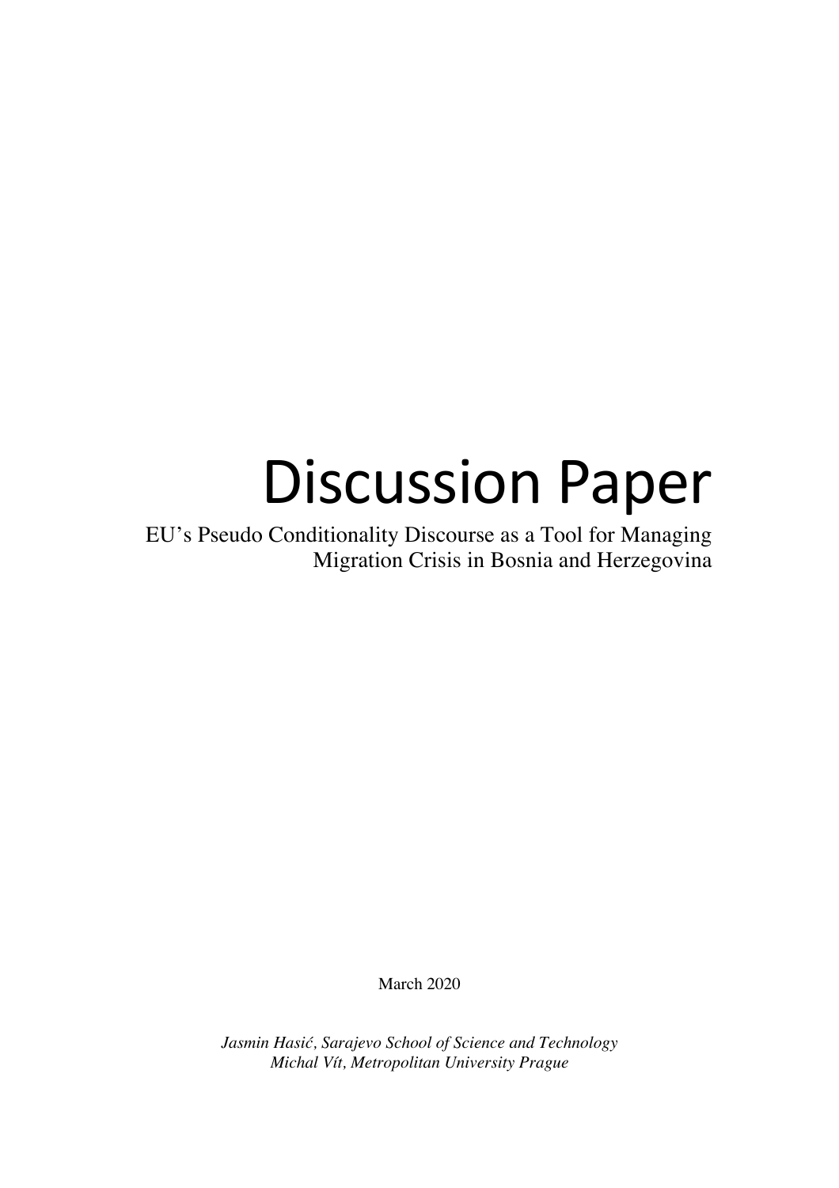# Discussion Paper

EU's Pseudo Conditionality Discourse as a Tool for Managing Migration Crisis in Bosnia and Herzegovina

March 2020

*Jasmin Hasić, Sarajevo School of Science and Technology*
*Michal Vít, Metropolitan University Prague*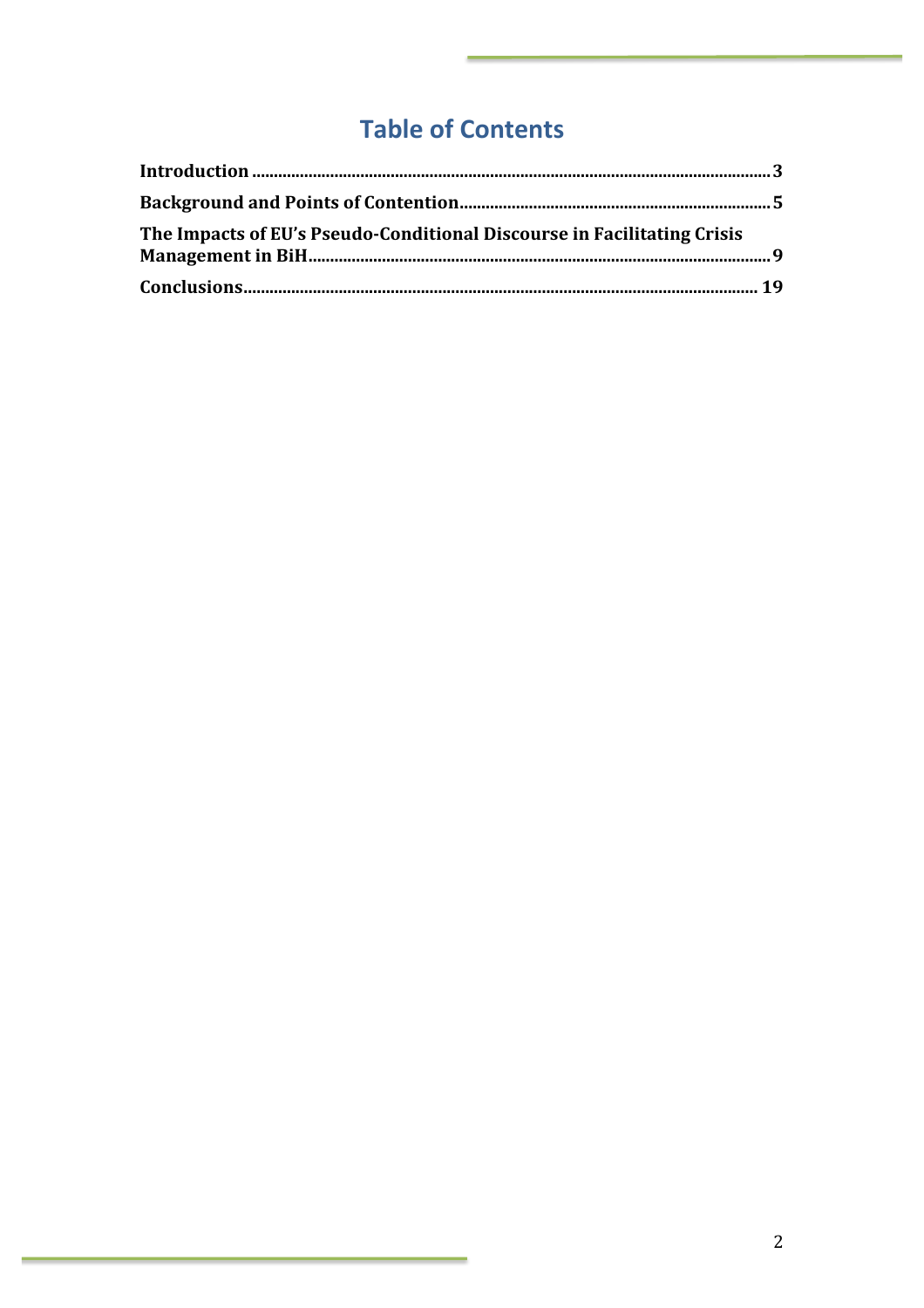# Table of Contents

**Introduction** ........................................................................................................ **3**

**Background and Points of Contention** ........................................................................ **5**

**The Impacts of EU's Pseudo-Conditional Discourse in Facilitating Crisis Management in BiH** ........................................................................................................ **9**

**Conclusions** ........................................................................................................ **19**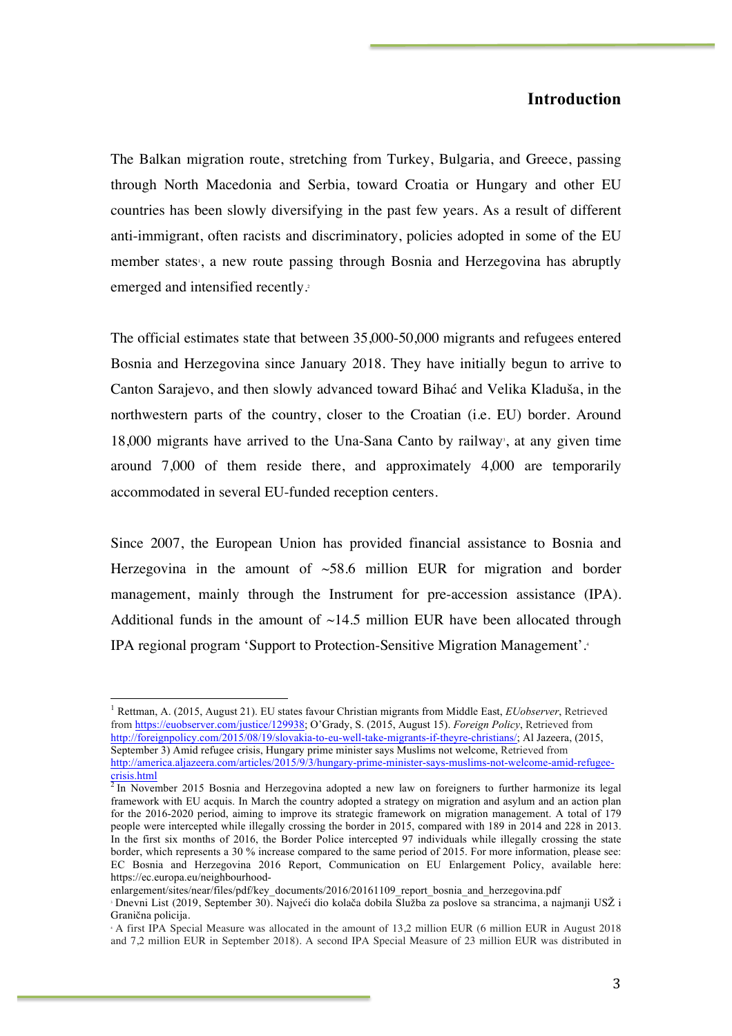## Introduction

The Balkan migration route, stretching from Turkey, Bulgaria, and Greece, passing through North Macedonia and Serbia, toward Croatia or Hungary and other EU countries has been slowly diversifying in the past few years. As a result of different anti-immigrant, often racists and discriminatory, policies adopted in some of the EU member states[1], a new route passing through Bosnia and Herzegovina has abruptly emerged and intensified recently.[2]

The official estimates state that between 35,000-50,000 migrants and refugees entered Bosnia and Herzegovina since January 2018. They have initially begun to arrive to Canton Sarajevo, and then slowly advanced toward Bihać and Velika Kladuša, in the northwestern parts of the country, closer to the Croatian (i.e. EU) border. Around 18,000 migrants have arrived to the Una-Sana Canto by railway[3], at any given time around 7,000 of them reside there, and approximately 4,000 are temporarily accommodated in several EU-funded reception centers.

Since 2007, the European Union has provided financial assistance to Bosnia and Herzegovina in the amount of ~58.6 million EUR for migration and border management, mainly through the Instrument for pre-accession assistance (IPA). Additional funds in the amount of ~14.5 million EUR have been allocated through IPA regional program 'Support to Protection-Sensitive Migration Management'.[4]

---

[1] Rettman, A. (2015, August 21). EU states favour Christian migrants from Middle East, *EUobserver*, Retrieved from https://euobserver.com/justice/129938; O'Grady, S. (2015, August 15). *Foreign Policy*, Retrieved from http://foreignpolicy.com/2015/08/19/slovakia-to-eu-well-take-migrants-if-theyre-christians/; Al Jazeera, (2015, September 3) Amid refugee crisis, Hungary prime minister says Muslims not welcome, Retrieved from http://america.aljazeera.com/articles/2015/9/3/hungary-prime-minister-says-muslims-not-welcome-amid-refugee-crisis.html

[2] In November 2015 Bosnia and Herzegovina adopted a new law on foreigners to further harmonize its legal framework with EU acquis. In March the country adopted a strategy on migration and asylum and an action plan for the 2016-2020 period, aiming to improve its strategic framework on migration management. A total of 179 people were intercepted while illegally crossing the border in 2015, compared with 189 in 2014 and 228 in 2013. In the first six months of 2016, the Border Police intercepted 97 individuals while illegally crossing the state border, which represents a 30 % increase compared to the same period of 2015. For more information, please see: EC Bosnia and Herzegovina 2016 Report, Communication on EU Enlargement Policy, available here: https://ec.europa.eu/neighbourhood-enlargement/sites/near/files/pdf/key_documents/2016/20161109_report_bosnia_and_herzegovina.pdf

[3] Dnevni List (2019, September 30). Najveći dio kolača dobila Služba za poslove sa strancima, a najmanji USŽ i Granična policija.

[4] A first IPA Special Measure was allocated in the amount of 13,2 million EUR (6 million EUR in August 2018 and 7,2 million EUR in September 2018). A second IPA Special Measure of 23 million EUR was distributed in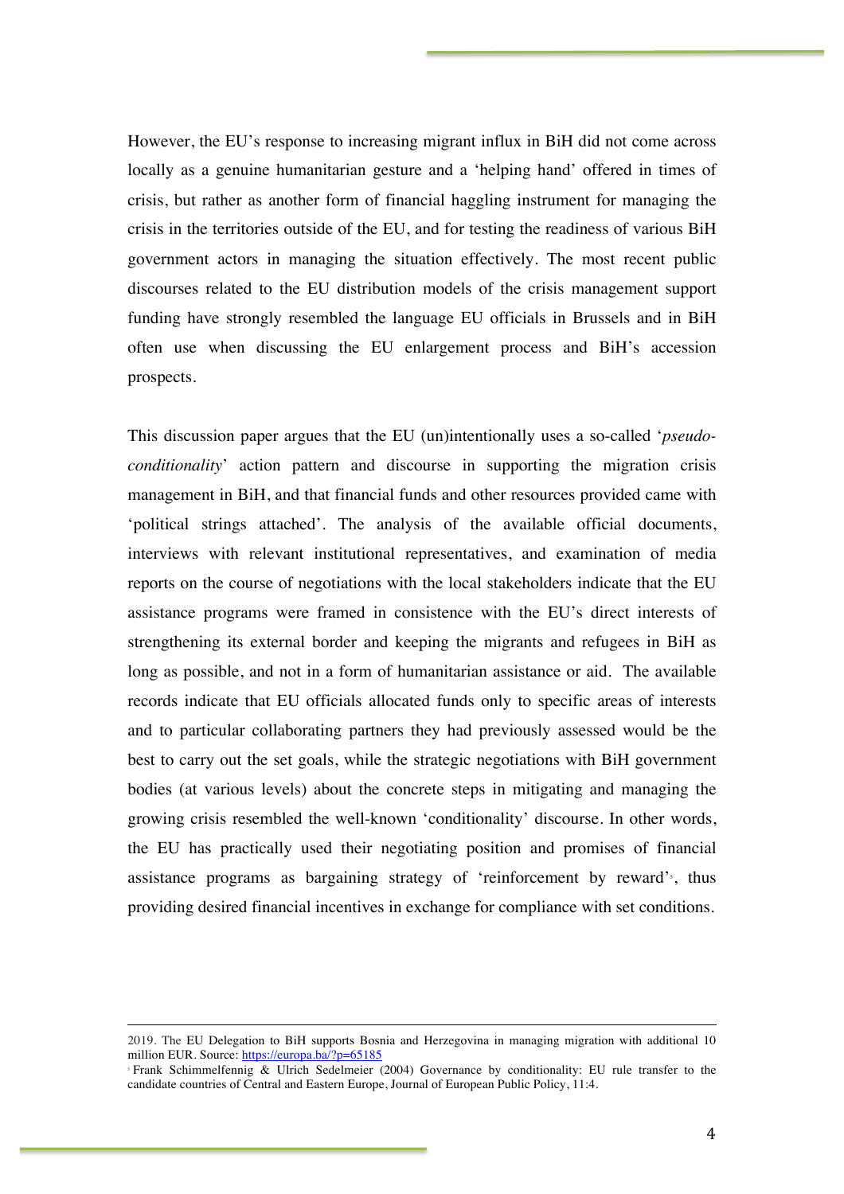However, the EU's response to increasing migrant influx in BiH did not come across locally as a genuine humanitarian gesture and a 'helping hand' offered in times of crisis, but rather as another form of financial haggling instrument for managing the crisis in the territories outside of the EU, and for testing the readiness of various BiH government actors in managing the situation effectively. The most recent public discourses related to the EU distribution models of the crisis management support funding have strongly resembled the language EU officials in Brussels and in BiH often use when discussing the EU enlargement process and BiH's accession prospects.

This discussion paper argues that the EU (un)intentionally uses a so-called '*pseudo-conditionality*' action pattern and discourse in supporting the migration crisis management in BiH, and that financial funds and other resources provided came with 'political strings attached'. The analysis of the available official documents, interviews with relevant institutional representatives, and examination of media reports on the course of negotiations with the local stakeholders indicate that the EU assistance programs were framed in consistence with the EU's direct interests of strengthening its external border and keeping the migrants and refugees in BiH as long as possible, and not in a form of humanitarian assistance or aid. The available records indicate that EU officials allocated funds only to specific areas of interests and to particular collaborating partners they had previously assessed would be the best to carry out the set goals, while the strategic negotiations with BiH government bodies (at various levels) about the concrete steps in mitigating and managing the growing crisis resembled the well-known 'conditionality' discourse. In other words, the EU has practically used their negotiating position and promises of financial assistance programs as bargaining strategy of 'reinforcement by reward'[5], thus providing desired financial incentives in exchange for compliance with set conditions.

---

2019. The EU Delegation to BiH supports Bosnia and Herzegovina in managing migration with additional 10 million EUR. Source: https://europa.ba/?p=65185

[5] Frank Schimmelfennig & Ulrich Sedelmeier (2004) Governance by conditionality: EU rule transfer to the candidate countries of Central and Eastern Europe, Journal of European Public Policy, 11:4.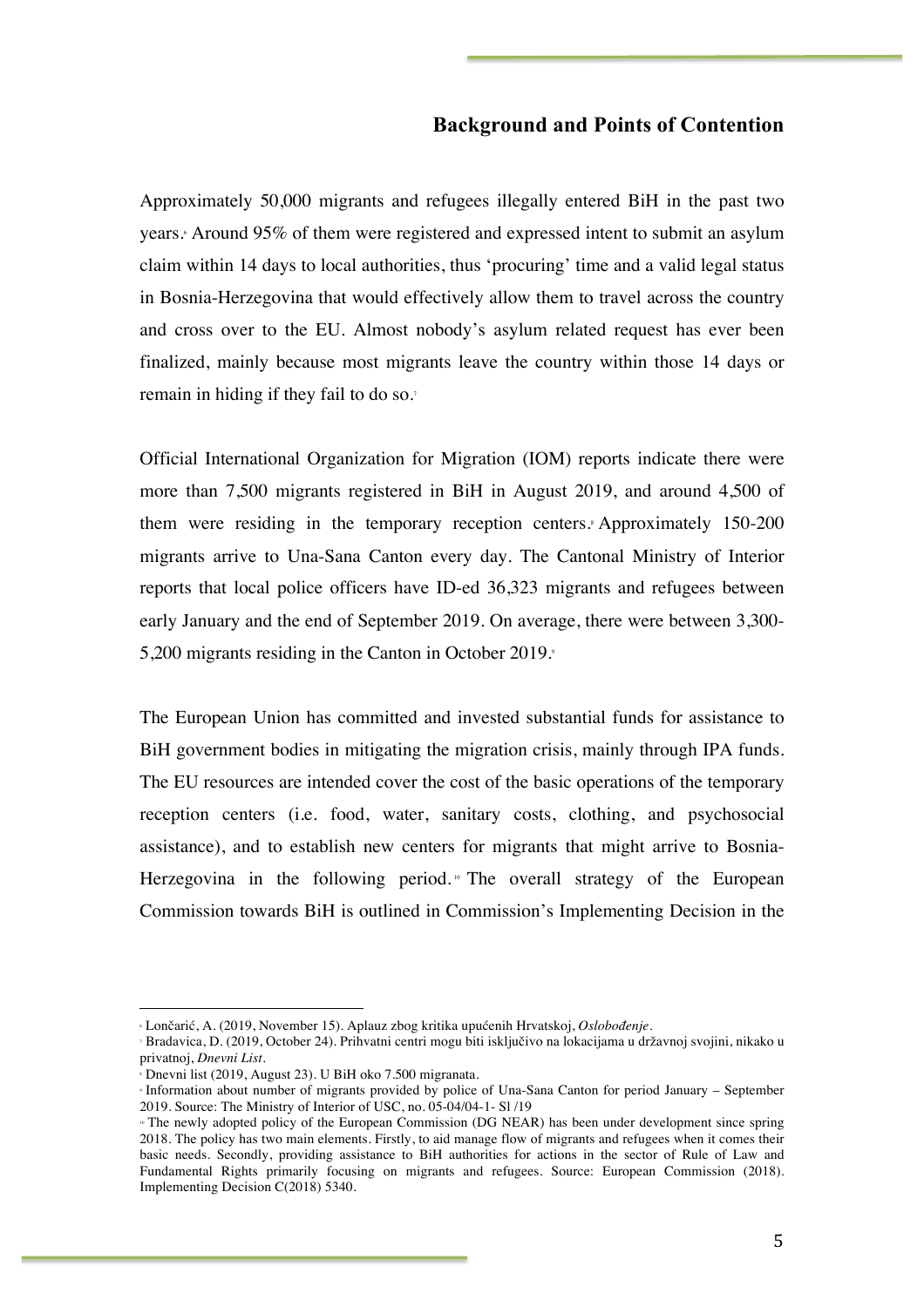## Background and Points of Contention

Approximately 50,000 migrants and refugees illegally entered BiH in the past two years.[6] Around 95% of them were registered and expressed intent to submit an asylum claim within 14 days to local authorities, thus 'procuring' time and a valid legal status in Bosnia-Herzegovina that would effectively allow them to travel across the country and cross over to the EU. Almost nobody's asylum related request has ever been finalized, mainly because most migrants leave the country within those 14 days or remain in hiding if they fail to do so.[7]

Official International Organization for Migration (IOM) reports indicate there were more than 7,500 migrants registered in BiH in August 2019, and around 4,500 of them were residing in the temporary reception centers.[8] Approximately 150-200 migrants arrive to Una-Sana Canton every day. The Cantonal Ministry of Interior reports that local police officers have ID-ed 36,323 migrants and refugees between early January and the end of September 2019. On average, there were between 3,300-5,200 migrants residing in the Canton in October 2019.[9]

The European Union has committed and invested substantial funds for assistance to BiH government bodies in mitigating the migration crisis, mainly through IPA funds. The EU resources are intended cover the cost of the basic operations of the temporary reception centers (i.e. food, water, sanitary costs, clothing, and psychosocial assistance), and to establish new centers for migrants that might arrive to Bosnia-Herzegovina in the following period.[10] The overall strategy of the European Commission towards BiH is outlined in Commission's Implementing Decision in the

---

[6] Lončarić, A. (2019, November 15). Aplauz zbog kritika upućenih Hrvatskoj, *Oslobođenje*.

[7] Bradavica, D. (2019, October 24). Prihvatni centri mogu biti isključivo na lokacijama u državnoj svojini, nikako u privatnoj, *Dnevni List*.

[8] Dnevni list (2019, August 23). U BiH oko 7.500 migranata.

[9] Information about number of migrants provided by police of Una-Sana Canton for period January – September 2019. Source: The Ministry of Interior of USC, no. 05-04/04-1- Sl /19

[10] The newly adopted policy of the European Commission (DG NEAR) has been under development since spring 2018. The policy has two main elements. Firstly, to aid manage flow of migrants and refugees when it comes their basic needs. Secondly, providing assistance to BiH authorities for actions in the sector of Rule of Law and Fundamental Rights primarily focusing on migrants and refugees. Source: European Commission (2018). Implementing Decision C(2018) 5340.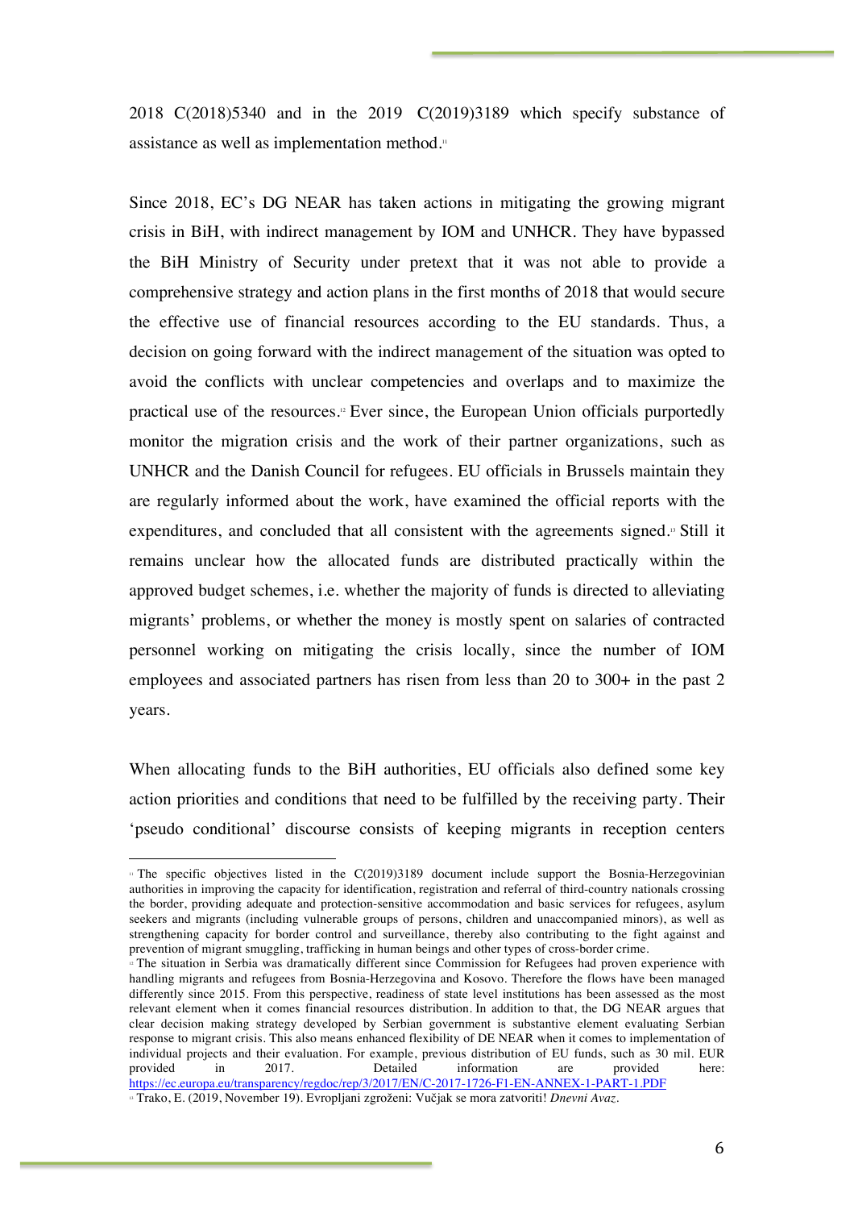2018 C(2018)5340 and in the 2019 C(2019)3189 which specify substance of assistance as well as implementation method.[11]

Since 2018, EC's DG NEAR has taken actions in mitigating the growing migrant crisis in BiH, with indirect management by IOM and UNHCR. They have bypassed the BiH Ministry of Security under pretext that it was not able to provide a comprehensive strategy and action plans in the first months of 2018 that would secure the effective use of financial resources according to the EU standards. Thus, a decision on going forward with the indirect management of the situation was opted to avoid the conflicts with unclear competencies and overlaps and to maximize the practical use of the resources.[12] Ever since, the European Union officials purportedly monitor the migration crisis and the work of their partner organizations, such as UNHCR and the Danish Council for refugees. EU officials in Brussels maintain they are regularly informed about the work, have examined the official reports with the expenditures, and concluded that all consistent with the agreements signed.[13] Still it remains unclear how the allocated funds are distributed practically within the approved budget schemes, i.e. whether the majority of funds is directed to alleviating migrants' problems, or whether the money is mostly spent on salaries of contracted personnel working on mitigating the crisis locally, since the number of IOM employees and associated partners has risen from less than 20 to 300+ in the past 2 years.

When allocating funds to the BiH authorities, EU officials also defined some key action priorities and conditions that need to be fulfilled by the receiving party. Their 'pseudo conditional' discourse consists of keeping migrants in reception centers

---

[11] The specific objectives listed in the C(2019)3189 document include support the Bosnia-Herzegovinian authorities in improving the capacity for identification, registration and referral of third-country nationals crossing the border, providing adequate and protection-sensitive accommodation and basic services for refugees, asylum seekers and migrants (including vulnerable groups of persons, children and unaccompanied minors), as well as strengthening capacity for border control and surveillance, thereby also contributing to the fight against and prevention of migrant smuggling, trafficking in human beings and other types of cross-border crime.

[12] The situation in Serbia was dramatically different since Commission for Refugees had proven experience with handling migrants and refugees from Bosnia-Herzegovina and Kosovo. Therefore the flows have been managed differently since 2015. From this perspective, readiness of state level institutions has been assessed as the most relevant element when it comes financial resources distribution. In addition to that, the DG NEAR argues that clear decision making strategy developed by Serbian government is substantive element evaluating Serbian response to migrant crisis. This also means enhanced flexibility of DE NEAR when it comes to implementation of individual projects and their evaluation. For example, previous distribution of EU funds, such as 30 mil. EUR provided in 2017. Detailed information are provided here: https://ec.europa.eu/transparency/regdoc/rep/3/2017/EN/C-2017-1726-F1-EN-ANNEX-1-PART-1.PDF

[13] Trako, E. (2019, November 19). Evropljani zgroženi: Vučjak se mora zatvoriti! *Dnevni Avaz*.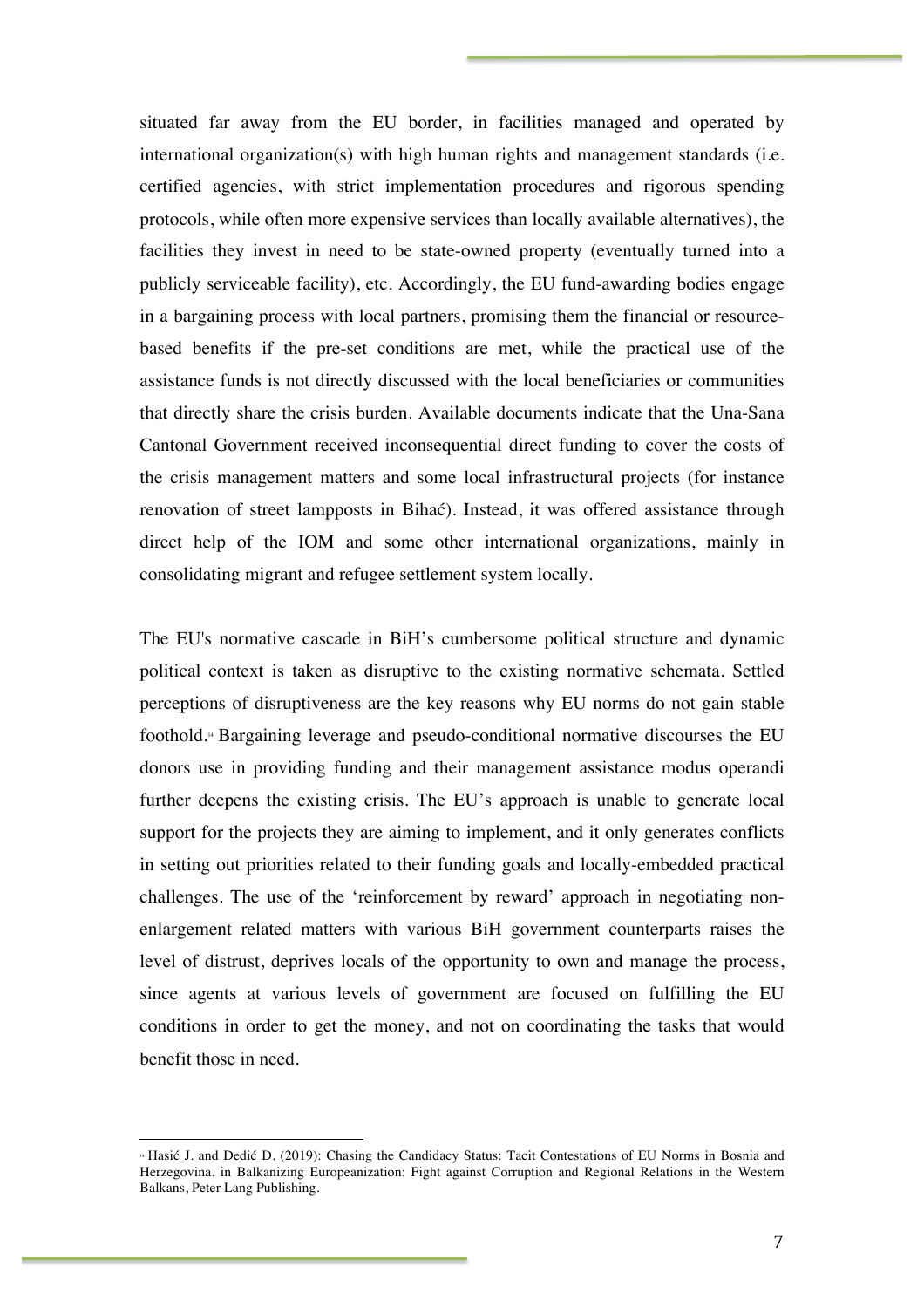situated far away from the EU border, in facilities managed and operated by international organization(s) with high human rights and management standards (i.e. certified agencies, with strict implementation procedures and rigorous spending protocols, while often more expensive services than locally available alternatives), the facilities they invest in need to be state-owned property (eventually turned into a publicly serviceable facility), etc. Accordingly, the EU fund-awarding bodies engage in a bargaining process with local partners, promising them the financial or resource-based benefits if the pre-set conditions are met, while the practical use of the assistance funds is not directly discussed with the local beneficiaries or communities that directly share the crisis burden. Available documents indicate that the Una-Sana Cantonal Government received inconsequential direct funding to cover the costs of the crisis management matters and some local infrastructural projects (for instance renovation of street lampposts in Bihać). Instead, it was offered assistance through direct help of the IOM and some other international organizations, mainly in consolidating migrant and refugee settlement system locally.

The EU's normative cascade in BiH's cumbersome political structure and dynamic political context is taken as disruptive to the existing normative schemata. Settled perceptions of disruptiveness are the key reasons why EU norms do not gain stable foothold.[14] Bargaining leverage and pseudo-conditional normative discourses the EU donors use in providing funding and their management assistance modus operandi further deepens the existing crisis. The EU's approach is unable to generate local support for the projects they are aiming to implement, and it only generates conflicts in setting out priorities related to their funding goals and locally-embedded practical challenges. The use of the 'reinforcement by reward' approach in negotiating non-enlargement related matters with various BiH government counterparts raises the level of distrust, deprives locals of the opportunity to own and manage the process, since agents at various levels of government are focused on fulfilling the EU conditions in order to get the money, and not on coordinating the tasks that would benefit those in need.

---

[14] Hasić J. and Dedić D. (2019): Chasing the Candidacy Status: Tacit Contestations of EU Norms in Bosnia and Herzegovina, in Balkanizing Europeanization: Fight against Corruption and Regional Relations in the Western Balkans, Peter Lang Publishing.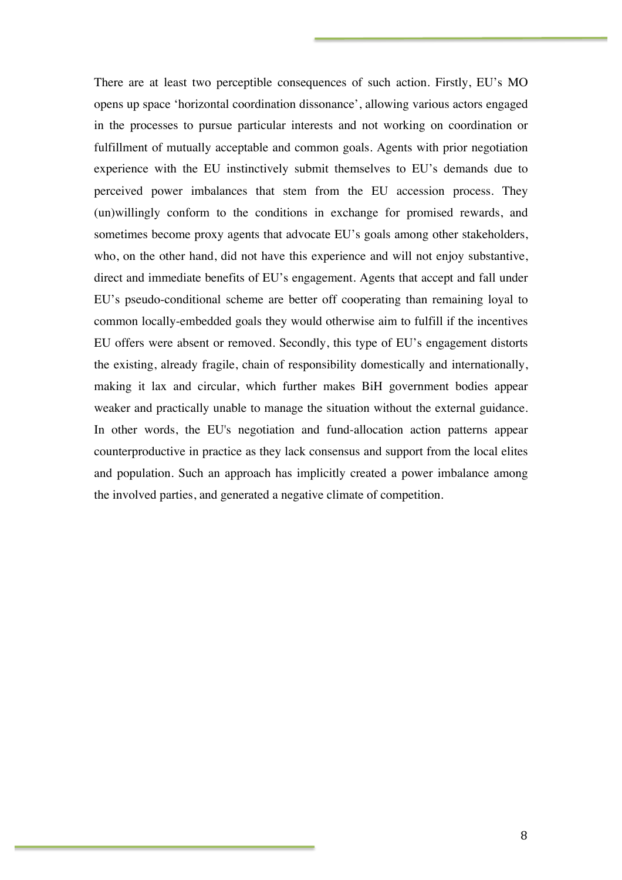There are at least two perceptible consequences of such action. Firstly, EU's MO opens up space 'horizontal coordination dissonance', allowing various actors engaged in the processes to pursue particular interests and not working on coordination or fulfillment of mutually acceptable and common goals. Agents with prior negotiation experience with the EU instinctively submit themselves to EU's demands due to perceived power imbalances that stem from the EU accession process. They (un)willingly conform to the conditions in exchange for promised rewards, and sometimes become proxy agents that advocate EU's goals among other stakeholders, who, on the other hand, did not have this experience and will not enjoy substantive, direct and immediate benefits of EU's engagement. Agents that accept and fall under EU's pseudo-conditional scheme are better off cooperating than remaining loyal to common locally-embedded goals they would otherwise aim to fulfill if the incentives EU offers were absent or removed. Secondly, this type of EU's engagement distorts the existing, already fragile, chain of responsibility domestically and internationally, making it lax and circular, which further makes BiH government bodies appear weaker and practically unable to manage the situation without the external guidance. In other words, the EU's negotiation and fund-allocation action patterns appear counterproductive in practice as they lack consensus and support from the local elites and population. Such an approach has implicitly created a power imbalance among the involved parties, and generated a negative climate of competition.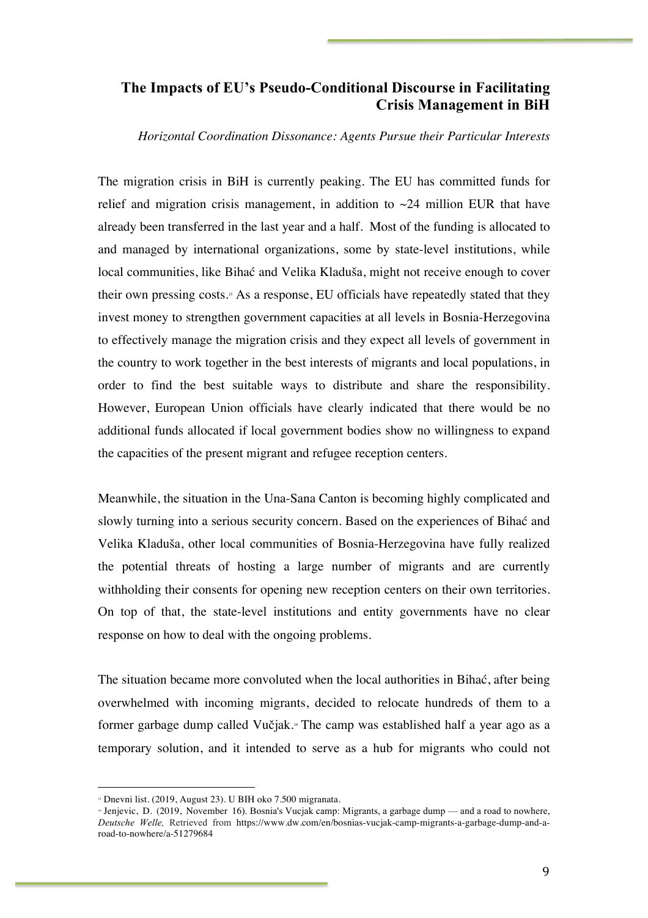## The Impacts of EU's Pseudo-Conditional Discourse in Facilitating Crisis Management in BiH

*Horizontal Coordination Dissonance: Agents Pursue their Particular Interests*

The migration crisis in BiH is currently peaking. The EU has committed funds for relief and migration crisis management, in addition to ~24 million EUR that have already been transferred in the last year and a half. Most of the funding is allocated to and managed by international organizations, some by state-level institutions, while local communities, like Bihać and Velika Kladuša, might not receive enough to cover their own pressing costs.[15] As a response, EU officials have repeatedly stated that they invest money to strengthen government capacities at all levels in Bosnia-Herzegovina to effectively manage the migration crisis and they expect all levels of government in the country to work together in the best interests of migrants and local populations, in order to find the best suitable ways to distribute and share the responsibility. However, European Union officials have clearly indicated that there would be no additional funds allocated if local government bodies show no willingness to expand the capacities of the present migrant and refugee reception centers.

Meanwhile, the situation in the Una-Sana Canton is becoming highly complicated and slowly turning into a serious security concern. Based on the experiences of Bihać and Velika Kladuša, other local communities of Bosnia-Herzegovina have fully realized the potential threats of hosting a large number of migrants and are currently withholding their consents for opening new reception centers on their own territories. On top of that, the state-level institutions and entity governments have no clear response on how to deal with the ongoing problems.

The situation became more convoluted when the local authorities in Bihać, after being overwhelmed with incoming migrants, decided to relocate hundreds of them to a former garbage dump called Vučjak.[16] The camp was established half a year ago as a temporary solution, and it intended to serve as a hub for migrants who could not

---

[15] Dnevni list. (2019, August 23). U BIH oko 7.500 migranata.

[16] Jenjevic, D. (2019, November 16). Bosnia's Vucjak camp: Migrants, a garbage dump — and a road to nowhere, *Deutsche Welle,* Retrieved from https://www.dw.com/en/bosnias-vucjak-camp-migrants-a-garbage-dump-and-a-road-to-nowhere/a-51279684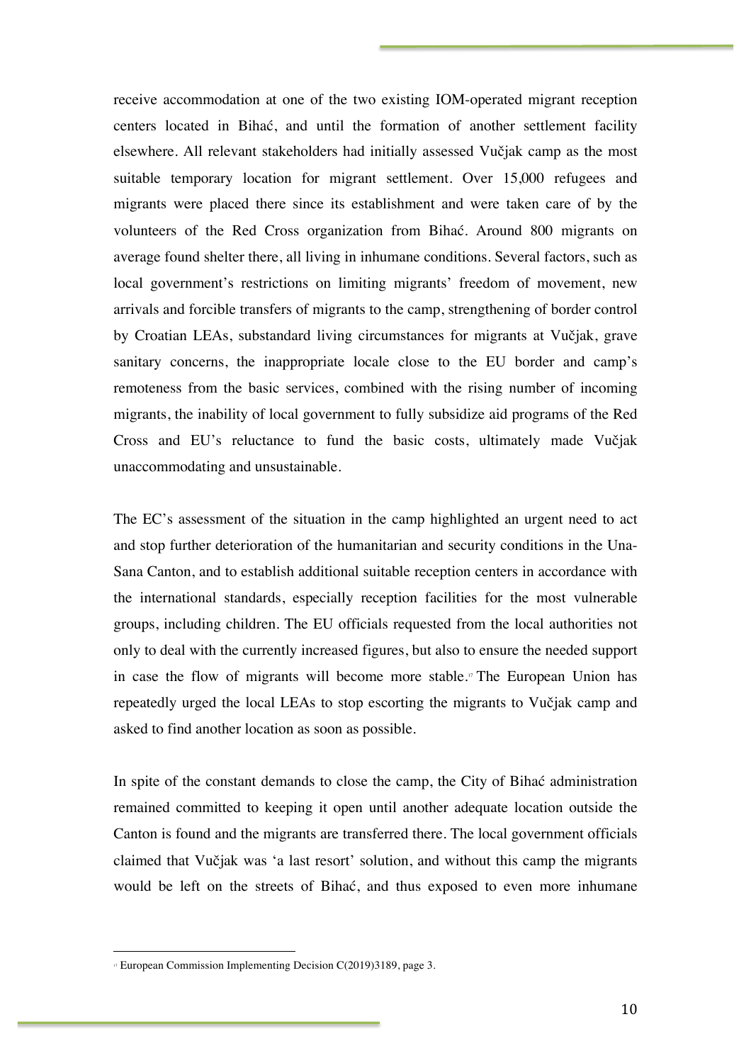receive accommodation at one of the two existing IOM-operated migrant reception centers located in Bihać, and until the formation of another settlement facility elsewhere. All relevant stakeholders had initially assessed Vučjak camp as the most suitable temporary location for migrant settlement. Over 15,000 refugees and migrants were placed there since its establishment and were taken care of by the volunteers of the Red Cross organization from Bihać. Around 800 migrants on average found shelter there, all living in inhumane conditions. Several factors, such as local government's restrictions on limiting migrants' freedom of movement, new arrivals and forcible transfers of migrants to the camp, strengthening of border control by Croatian LEAs, substandard living circumstances for migrants at Vučjak, grave sanitary concerns, the inappropriate locale close to the EU border and camp's remoteness from the basic services, combined with the rising number of incoming migrants, the inability of local government to fully subsidize aid programs of the Red Cross and EU's reluctance to fund the basic costs, ultimately made Vučjak unaccommodating and unsustainable.

The EC's assessment of the situation in the camp highlighted an urgent need to act and stop further deterioration of the humanitarian and security conditions in the Una-Sana Canton, and to establish additional suitable reception centers in accordance with the international standards, especially reception facilities for the most vulnerable groups, including children. The EU officials requested from the local authorities not only to deal with the currently increased figures, but also to ensure the needed support in case the flow of migrants will become more stable.[17] The European Union has repeatedly urged the local LEAs to stop escorting the migrants to Vučjak camp and asked to find another location as soon as possible.

In spite of the constant demands to close the camp, the City of Bihać administration remained committed to keeping it open until another adequate location outside the Canton is found and the migrants are transferred there. The local government officials claimed that Vučjak was 'a last resort' solution, and without this camp the migrants would be left on the streets of Bihać, and thus exposed to even more inhumane

[17] European Commission Implementing Decision C(2019)3189, page 3.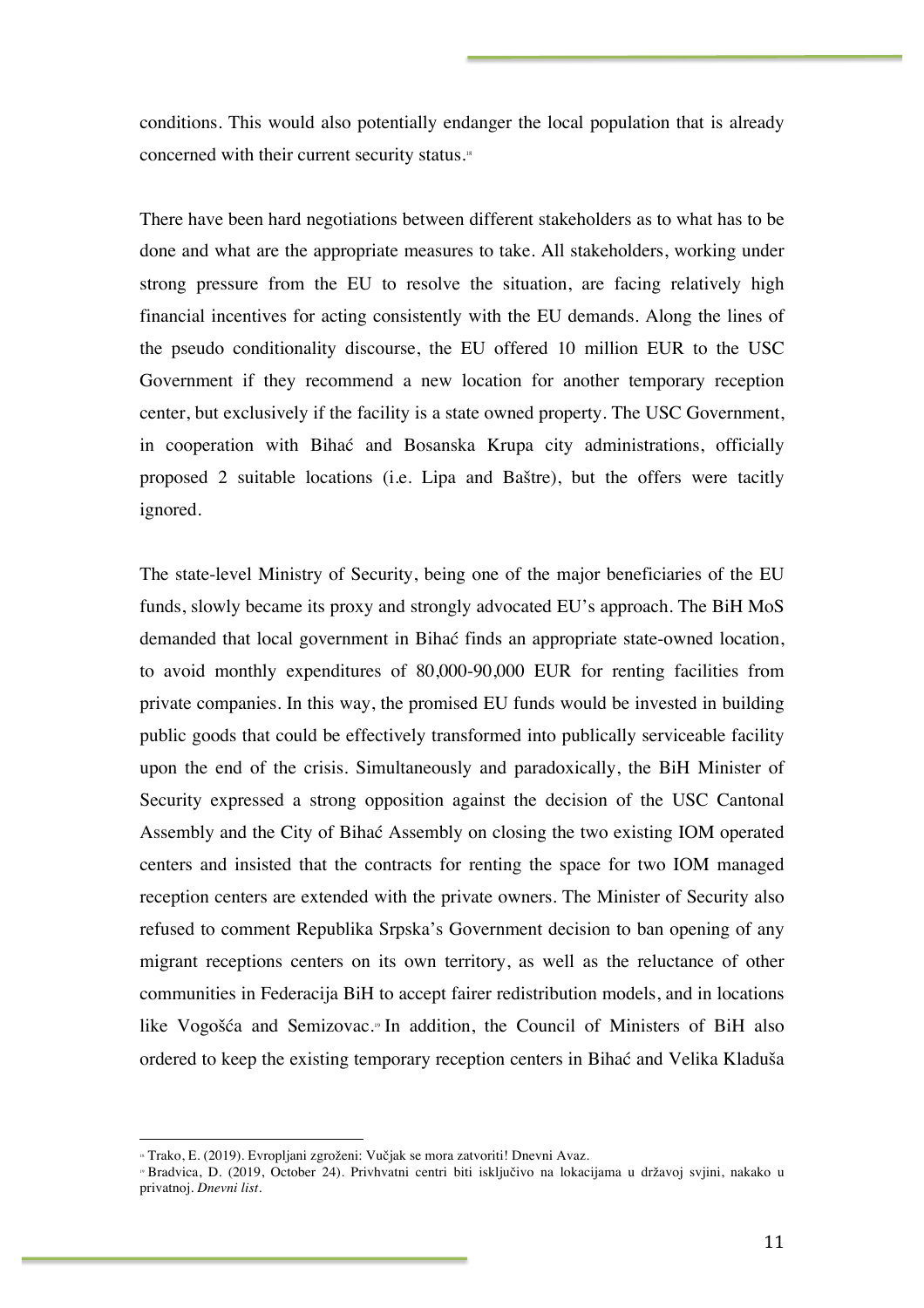conditions. This would also potentially endanger the local population that is already concerned with their current security status.[18]

There have been hard negotiations between different stakeholders as to what has to be done and what are the appropriate measures to take. All stakeholders, working under strong pressure from the EU to resolve the situation, are facing relatively high financial incentives for acting consistently with the EU demands. Along the lines of the pseudo conditionality discourse, the EU offered 10 million EUR to the USC Government if they recommend a new location for another temporary reception center, but exclusively if the facility is a state owned property. The USC Government, in cooperation with Bihać and Bosanska Krupa city administrations, officially proposed 2 suitable locations (i.e. Lipa and Baštre), but the offers were tacitly ignored.

The state-level Ministry of Security, being one of the major beneficiaries of the EU funds, slowly became its proxy and strongly advocated EU's approach. The BiH MoS demanded that local government in Bihać finds an appropriate state-owned location, to avoid monthly expenditures of 80,000-90,000 EUR for renting facilities from private companies. In this way, the promised EU funds would be invested in building public goods that could be effectively transformed into publically serviceable facility upon the end of the crisis. Simultaneously and paradoxically, the BiH Minister of Security expressed a strong opposition against the decision of the USC Cantonal Assembly and the City of Bihać Assembly on closing the two existing IOM operated centers and insisted that the contracts for renting the space for two IOM managed reception centers are extended with the private owners. The Minister of Security also refused to comment Republika Srpska's Government decision to ban opening of any migrant receptions centers on its own territory, as well as the reluctance of other communities in Federacija BiH to accept fairer redistribution models, and in locations like Vogošća and Semizovac.[19] In addition, the Council of Ministers of BiH also ordered to keep the existing temporary reception centers in Bihać and Velika Kladuša

---

[18] Trako, E. (2019). Evropljani zgroženi: Vučjak se mora zatvoriti! Dnevni Avaz.

[19] Bradvica, D. (2019, October 24). Privhvatni centri biti isključivo na lokacijama u državoj svjini, nakako u privatnoj. *Dnevni list*.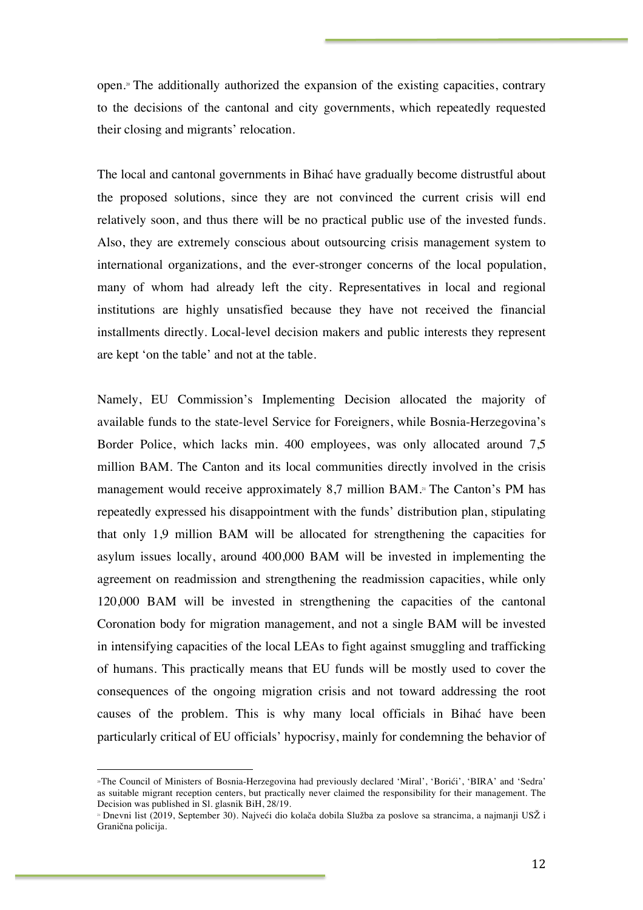open.[20] The additionally authorized the expansion of the existing capacities, contrary to the decisions of the cantonal and city governments, which repeatedly requested their closing and migrants' relocation.

The local and cantonal governments in Bihać have gradually become distrustful about the proposed solutions, since they are not convinced the current crisis will end relatively soon, and thus there will be no practical public use of the invested funds. Also, they are extremely conscious about outsourcing crisis management system to international organizations, and the ever-stronger concerns of the local population, many of whom had already left the city. Representatives in local and regional institutions are highly unsatisfied because they have not received the financial installments directly. Local-level decision makers and public interests they represent are kept 'on the table' and not at the table.

Namely, EU Commission's Implementing Decision allocated the majority of available funds to the state-level Service for Foreigners, while Bosnia-Herzegovina's Border Police, which lacks min. 400 employees, was only allocated around 7,5 million BAM. The Canton and its local communities directly involved in the crisis management would receive approximately 8,7 million BAM.[21] The Canton's PM has repeatedly expressed his disappointment with the funds' distribution plan, stipulating that only 1,9 million BAM will be allocated for strengthening the capacities for asylum issues locally, around 400,000 BAM will be invested in implementing the agreement on readmission and strengthening the readmission capacities, while only 120,000 BAM will be invested in strengthening the capacities of the cantonal Coronation body for migration management, and not a single BAM will be invested in intensifying capacities of the local LEAs to fight against smuggling and trafficking of humans. This practically means that EU funds will be mostly used to cover the consequences of the ongoing migration crisis and not toward addressing the root causes of the problem. This is why many local officials in Bihać have been particularly critical of EU officials' hypocrisy, mainly for condemning the behavior of

[20] The Council of Ministers of Bosnia-Herzegovina had previously declared 'Miral', 'Borići', 'BIRA' and 'Sedra' as suitable migrant reception centers, but practically never claimed the responsibility for their management. The Decision was published in Sl. glasnik BiH, 28/19.

[21] Dnevni list (2019, September 30). Najveći dio kolača dobila Služba za poslove sa strancima, a najmanji USŽ i Granična policija.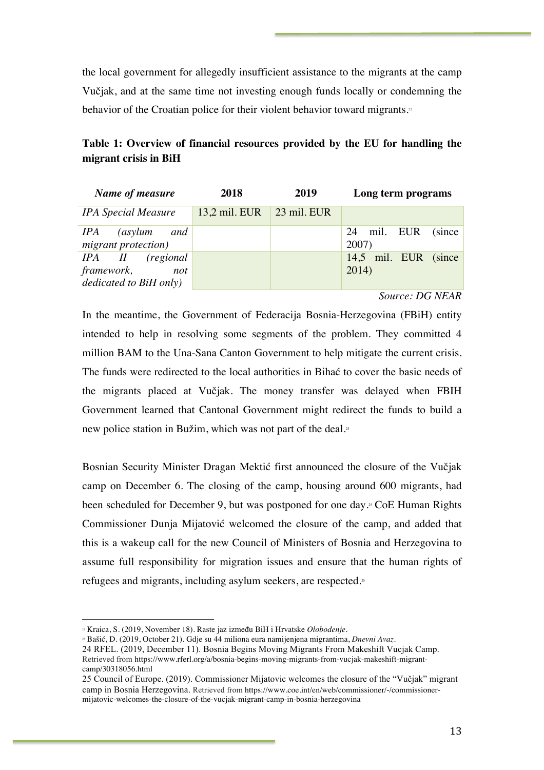the local government for allegedly insufficient assistance to the migrants at the camp Vučjak, and at the same time not investing enough funds locally or condemning the behavior of the Croatian police for their violent behavior toward migrants.[22]

**Table 1: Overview of financial resources provided by the EU for handling the migrant crisis in BiH**

| *Name of measure* | 2018 | 2019 | Long term programs |
|---|---|---|---|
| *IPA Special Measure* | 13,2 mil. EUR | 23 mil. EUR | |
| *IPA (asylum and migrant protection)* | | | 24 mil. EUR (since 2007) |
| *IPA II (regional framework, not dedicated to BiH only)* | | | 14,5 mil. EUR (since 2014) |

*Source: DG NEAR*

In the meantime, the Government of Federacija Bosnia-Herzegovina (FBiH) entity intended to help in resolving some segments of the problem. They committed 4 million BAM to the Una-Sana Canton Government to help mitigate the current crisis. The funds were redirected to the local authorities in Bihać to cover the basic needs of the migrants placed at Vučjak. The money transfer was delayed when FBIH Government learned that Cantonal Government might redirect the funds to build a new police station in Bužim, which was not part of the deal.[23]

Bosnian Security Minister Dragan Mektić first announced the closure of the Vučjak camp on December 6. The closing of the camp, housing around 600 migrants, had been scheduled for December 9, but was postponed for one day.[24] CoE Human Rights Commissioner Dunja Mijatović welcomed the closure of the camp, and added that this is a wakeup call for the new Council of Ministers of Bosnia and Herzegovina to assume full responsibility for migration issues and ensure that the human rights of refugees and migrants, including asylum seekers, are respected.[25]

---

[22] Kraica, S. (2019, November 18). Raste jaz između BiH i Hrvatske *Olobodenje*.

[23] Bašić, D. (2019, October 21). Gdje su 44 miliona eura namijenjena migrantima, *Dnevni Avaz*.

24 RFEL. (2019, December 11). Bosnia Begins Moving Migrants From Makeshift Vucjak Camp. Retrieved from https://www.rferl.org/a/bosnia-begins-moving-migrants-from-vucjak-makeshift-migrant-camp/30318056.html

25 Council of Europe. (2019). Commissioner Mijatovic welcomes the closure of the "Vučjak" migrant camp in Bosnia Herzegovina. Retrieved from https://www.coe.int/en/web/commissioner/-/commissioner-mijatovic-welcomes-the-closure-of-the-vucjak-migrant-camp-in-bosnia-herzegovina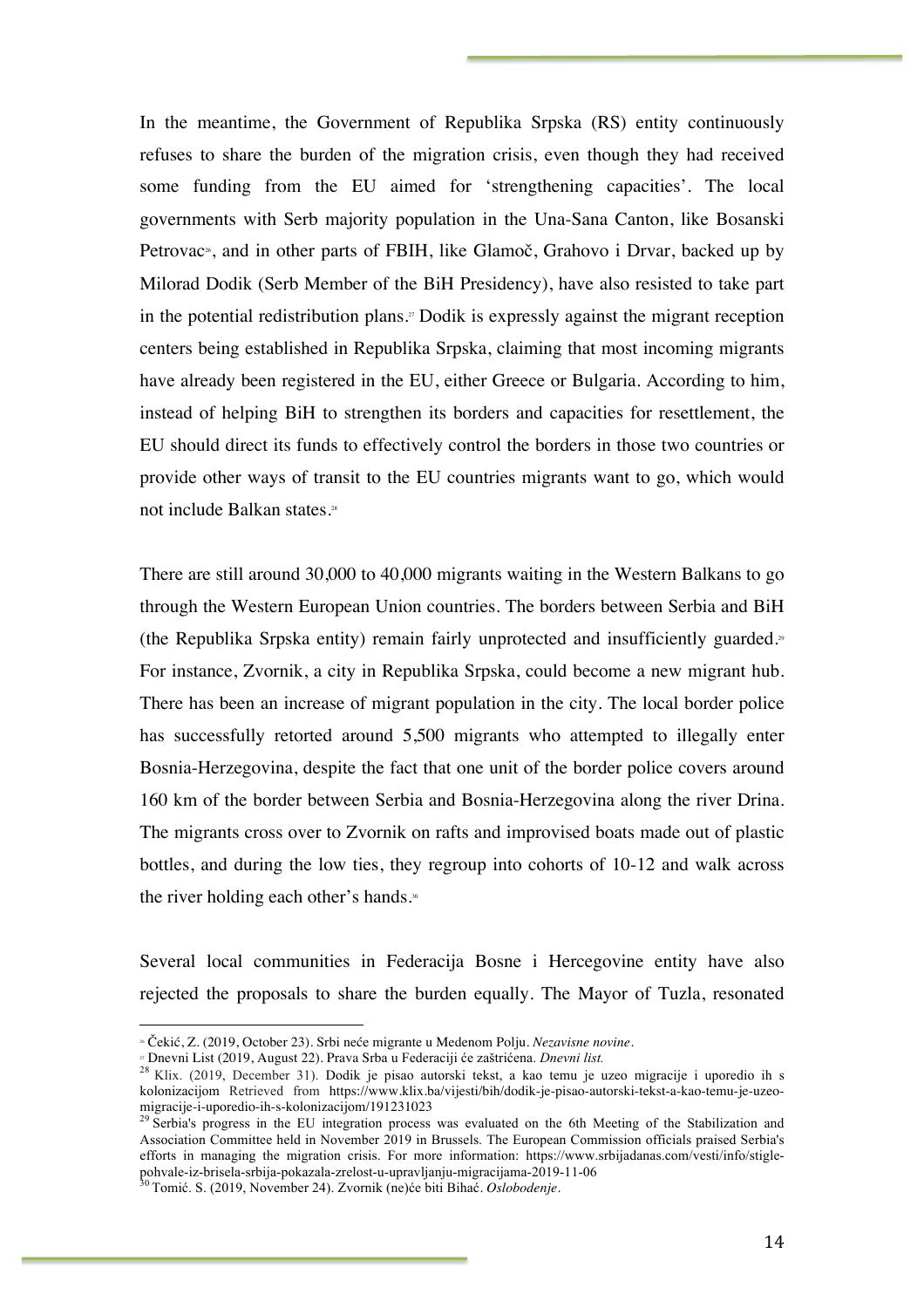In the meantime, the Government of Republika Srpska (RS) entity continuously refuses to share the burden of the migration crisis, even though they had received some funding from the EU aimed for 'strengthening capacities'. The local governments with Serb majority population in the Una-Sana Canton, like Bosanski Petrovac[26], and in other parts of FBIH, like Glamoč, Grahovo i Drvar, backed up by Milorad Dodik (Serb Member of the BiH Presidency), have also resisted to take part in the potential redistribution plans.[27] Dodik is expressly against the migrant reception centers being established in Republika Srpska, claiming that most incoming migrants have already been registered in the EU, either Greece or Bulgaria. According to him, instead of helping BiH to strengthen its borders and capacities for resettlement, the EU should direct its funds to effectively control the borders in those two countries or provide other ways of transit to the EU countries migrants want to go, which would not include Balkan states.[28]

There are still around 30,000 to 40,000 migrants waiting in the Western Balkans to go through the Western European Union countries. The borders between Serbia and BiH (the Republika Srpska entity) remain fairly unprotected and insufficiently guarded.[29] For instance, Zvornik, a city in Republika Srpska, could become a new migrant hub. There has been an increase of migrant population in the city. The local border police has successfully retorted around 5,500 migrants who attempted to illegally enter Bosnia-Herzegovina, despite the fact that one unit of the border police covers around 160 km of the border between Serbia and Bosnia-Herzegovina along the river Drina. The migrants cross over to Zvornik on rafts and improvised boats made out of plastic bottles, and during the low ties, they regroup into cohorts of 10-12 and walk across the river holding each other's hands.[30]

Several local communities in Federacija Bosne i Hercegovine entity have also rejected the proposals to share the burden equally. The Mayor of Tuzla, resonated

---

[26] Čekić, Z. (2019, October 23). Srbi neće migrante u Medenom Polju. *Nezavisne novine*.

[27] Dnevni List (2019, August 22). Prava Srba u Federaciji će zaštrićena. *Dnevni list.*

[28] Klix. (2019, December 31). Dodik je pisao autorski tekst, a kao temu je uzeo migracije i uporedio ih s kolonizacijom Retrieved from https://www.klix.ba/vijesti/bih/dodik-je-pisao-autorski-tekst-a-kao-temu-je-uzeo-migracije-i-uporedio-ih-s-kolonizacijom/191231023

[29] Serbia's progress in the EU integration process was evaluated on the 6th Meeting of the Stabilization and Association Committee held in November 2019 in Brussels. The European Commission officials praised Serbia's efforts in managing the migration crisis. For more information: https://www.srbijadanas.com/vesti/info/stigle-pohvale-iz-brisela-srbija-pokazala-zrelost-u-upravljanju-migracijama-2019-11-06

[30] Tomić. S. (2019, November 24). Zvornik (ne)će biti Bihać. *Oslobođenje*.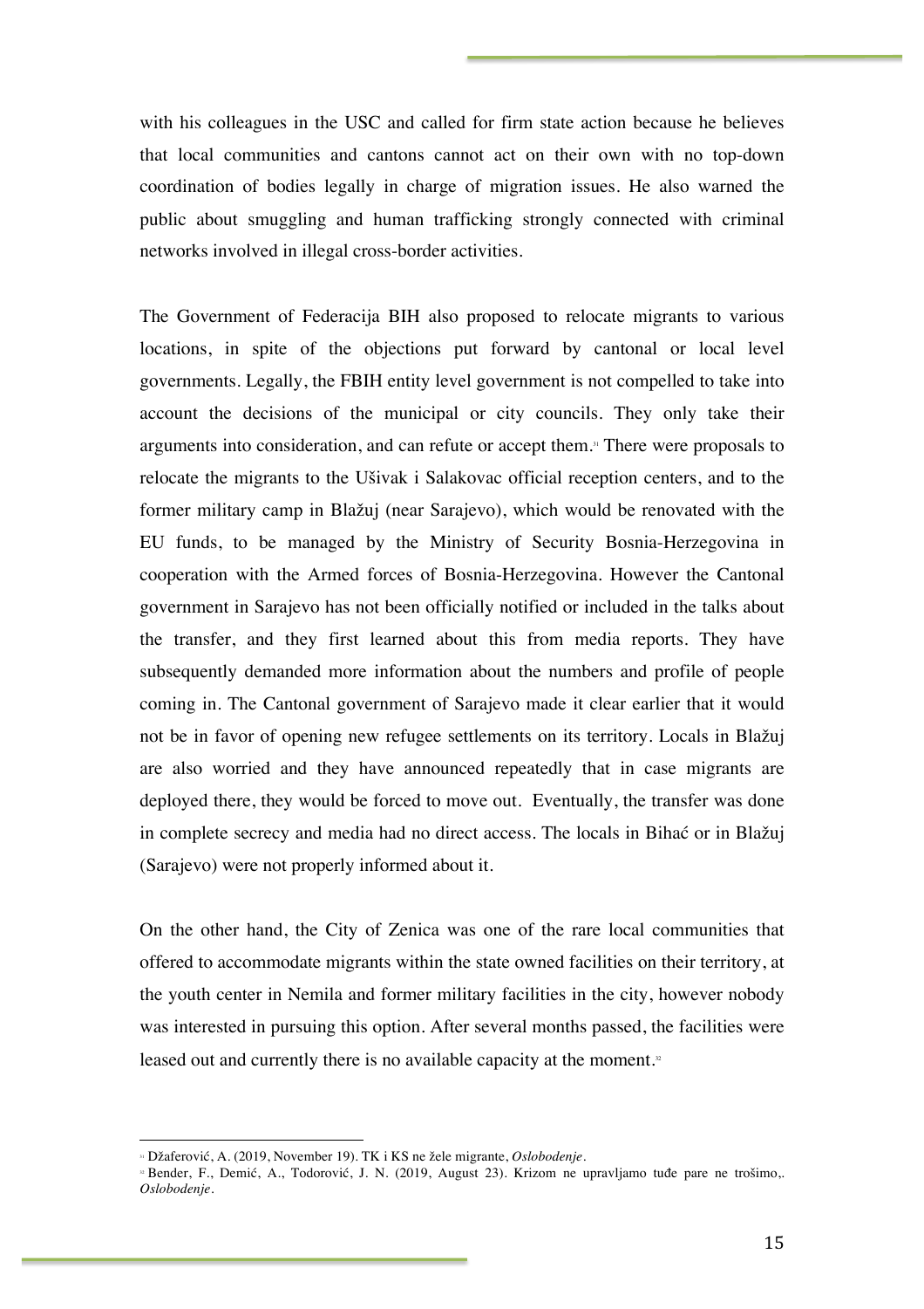with his colleagues in the USC and called for firm state action because he believes that local communities and cantons cannot act on their own with no top-down coordination of bodies legally in charge of migration issues. He also warned the public about smuggling and human trafficking strongly connected with criminal networks involved in illegal cross-border activities.

The Government of Federacija BIH also proposed to relocate migrants to various locations, in spite of the objections put forward by cantonal or local level governments. Legally, the FBIH entity level government is not compelled to take into account the decisions of the municipal or city councils. They only take their arguments into consideration, and can refute or accept them.[31] There were proposals to relocate the migrants to the Ušivak i Salakovac official reception centers, and to the former military camp in Blažuj (near Sarajevo), which would be renovated with the EU funds, to be managed by the Ministry of Security Bosnia-Herzegovina in cooperation with the Armed forces of Bosnia-Herzegovina. However the Cantonal government in Sarajevo has not been officially notified or included in the talks about the transfer, and they first learned about this from media reports. They have subsequently demanded more information about the numbers and profile of people coming in. The Cantonal government of Sarajevo made it clear earlier that it would not be in favor of opening new refugee settlements on its territory. Locals in Blažuj are also worried and they have announced repeatedly that in case migrants are deployed there, they would be forced to move out. Eventually, the transfer was done in complete secrecy and media had no direct access. The locals in Bihać or in Blažuj (Sarajevo) were not properly informed about it.

On the other hand, the City of Zenica was one of the rare local communities that offered to accommodate migrants within the state owned facilities on their territory, at the youth center in Nemila and former military facilities in the city, however nobody was interested in pursuing this option. After several months passed, the facilities were leased out and currently there is no available capacity at the moment.[32]

---

[31] Džaferović, A. (2019, November 19). TK i KS ne žele migrante, *Oslobodenje*.

[32] Bender, F., Demić, A., Todorović, J. N. (2019, August 23). Krizom ne upravljamo tuđe pare ne trošimo,. *Oslobodenje*.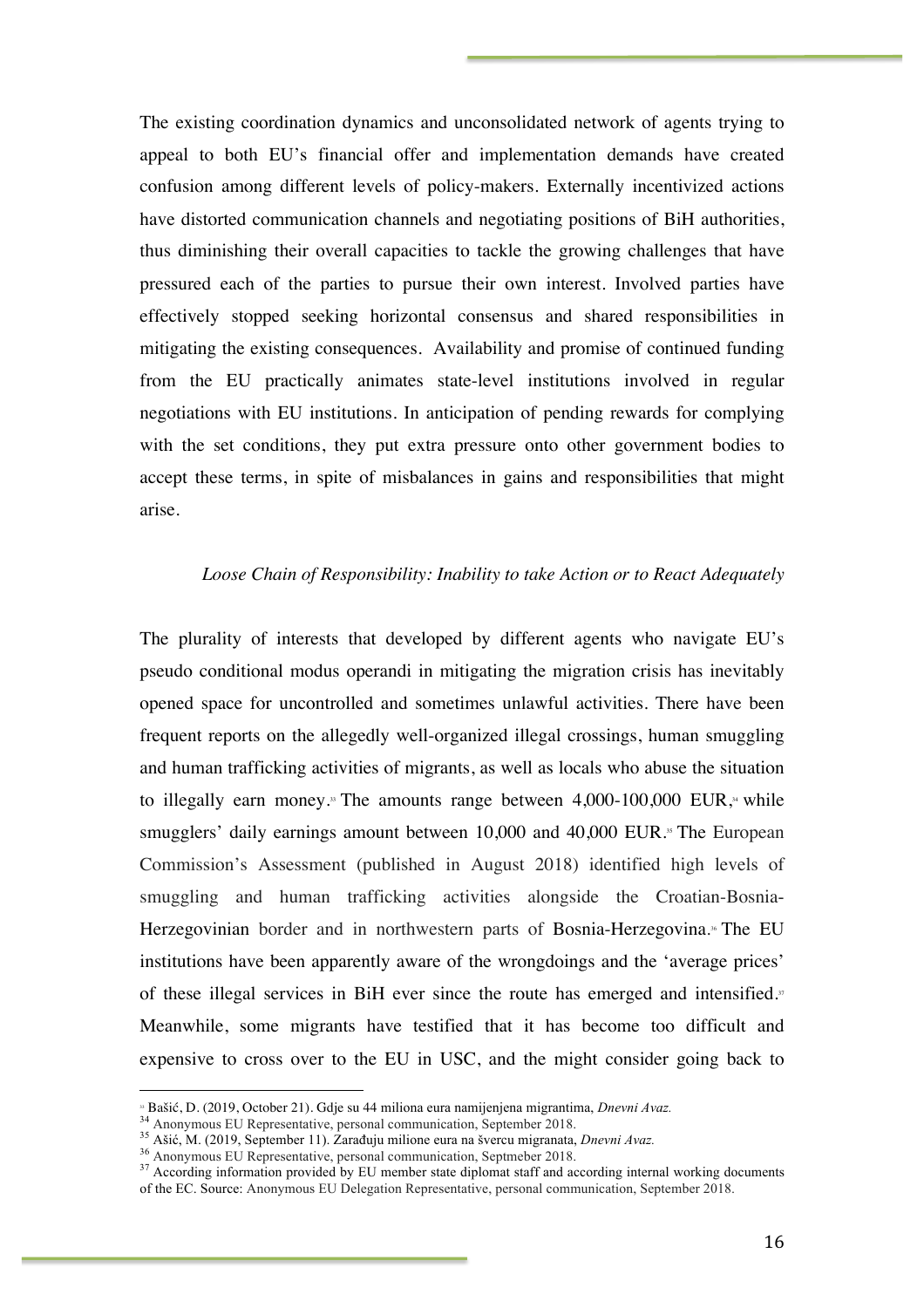The existing coordination dynamics and unconsolidated network of agents trying to appeal to both EU's financial offer and implementation demands have created confusion among different levels of policy-makers. Externally incentivized actions have distorted communication channels and negotiating positions of BiH authorities, thus diminishing their overall capacities to tackle the growing challenges that have pressured each of the parties to pursue their own interest. Involved parties have effectively stopped seeking horizontal consensus and shared responsibilities in mitigating the existing consequences. Availability and promise of continued funding from the EU practically animates state-level institutions involved in regular negotiations with EU institutions. In anticipation of pending rewards for complying with the set conditions, they put extra pressure onto other government bodies to accept these terms, in spite of misbalances in gains and responsibilities that might arise.

*Loose Chain of Responsibility: Inability to take Action or to React Adequately*

The plurality of interests that developed by different agents who navigate EU's pseudo conditional modus operandi in mitigating the migration crisis has inevitably opened space for uncontrolled and sometimes unlawful activities. There have been frequent reports on the allegedly well-organized illegal crossings, human smuggling and human trafficking activities of migrants, as well as locals who abuse the situation to illegally earn money.[33] The amounts range between 4,000-100,000 EUR,[34] while smugglers' daily earnings amount between 10,000 and 40,000 EUR.[35] The European Commission's Assessment (published in August 2018) identified high levels of smuggling and human trafficking activities alongside the Croatian-Bosnia-Herzegovinian border and in northwestern parts of Bosnia-Herzegovina.[36] The EU institutions have been apparently aware of the wrongdoings and the 'average prices' of these illegal services in BiH ever since the route has emerged and intensified.[37] Meanwhile, some migrants have testified that it has become too difficult and expensive to cross over to the EU in USC, and the might consider going back to

---

[33] Bašić, D. (2019, October 21). Gdje su 44 miliona eura namijenjena migrantima, *Dnevni Avaz.*

[34] Anonymous EU Representative, personal communication, September 2018.

[35] Ašić, M. (2019, September 11). Zarađuju milione eura na švercu migranata, *Dnevni Avaz.*

[36] Anonymous EU Representative, personal communication, Septmeber 2018.

[37] According information provided by EU member state diplomat staff and according internal working documents of the EC. Source: Anonymous EU Delegation Representative, personal communication, September 2018.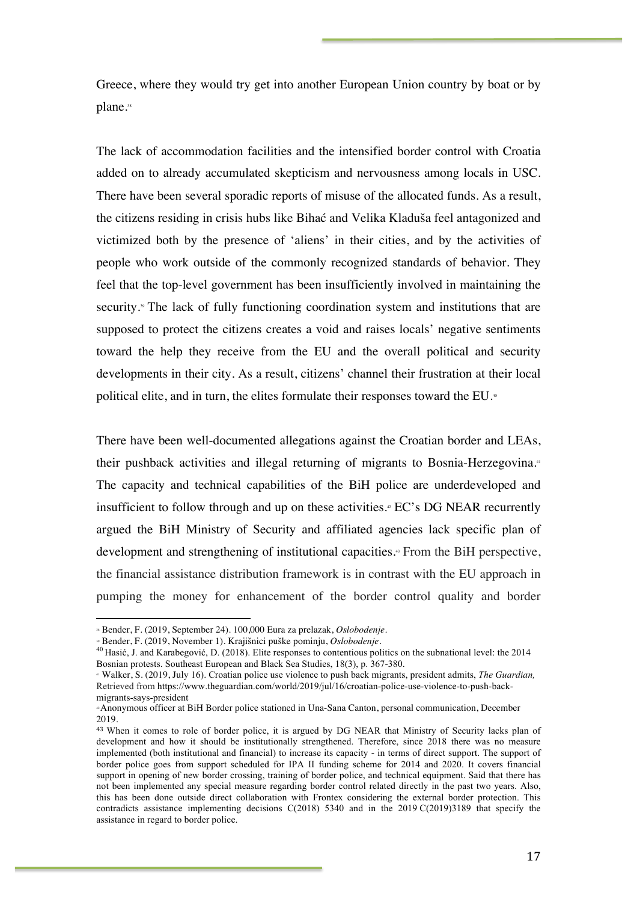Greece, where they would try get into another European Union country by boat or by plane.[38]

The lack of accommodation facilities and the intensified border control with Croatia added on to already accumulated skepticism and nervousness among locals in USC. There have been several sporadic reports of misuse of the allocated funds. As a result, the citizens residing in crisis hubs like Bihać and Velika Kladuša feel antagonized and victimized both by the presence of 'aliens' in their cities, and by the activities of people who work outside of the commonly recognized standards of behavior. They feel that the top-level government has been insufficiently involved in maintaining the security.[39] The lack of fully functioning coordination system and institutions that are supposed to protect the citizens creates a void and raises locals' negative sentiments toward the help they receive from the EU and the overall political and security developments in their city. As a result, citizens' channel their frustration at their local political elite, and in turn, the elites formulate their responses toward the EU.[40]

There have been well-documented allegations against the Croatian border and LEAs, their pushback activities and illegal returning of migrants to Bosnia-Herzegovina.[41] The capacity and technical capabilities of the BiH police are underdeveloped and insufficient to follow through and up on these activities.[42] EC's DG NEAR recurrently argued the BiH Ministry of Security and affiliated agencies lack specific plan of development and strengthening of institutional capacities.[43] From the BiH perspective, the financial assistance distribution framework is in contrast with the EU approach in pumping the money for enhancement of the border control quality and border

---

[38] Bender, F. (2019, September 24). 100,000 Eura za prelazak, *Oslobodenje*.

[39] Bender, F. (2019, November 1). Krajišnici puške pominju, *Oslobodenje*.

[40] Hasić, J. and Karabegović, D. (2018). Elite responses to contentious politics on the subnational level: the 2014 Bosnian protests. Southeast European and Black Sea Studies, 18(3), p. 367-380.

[41] Walker, S. (2019, July 16). Croatian police use violence to push back migrants, president admits, *The Guardian,* Retrieved from https://www.theguardian.com/world/2019/jul/16/croatian-police-use-violence-to-push-back-migrants-says-president

[42] Anonymous officer at BiH Border police stationed in Una-Sana Canton, personal communication, December 2019.

[43] When it comes to role of border police, it is argued by DG NEAR that Ministry of Security lacks plan of development and how it should be institutionally strengthened. Therefore, since 2018 there was no measure implemented (both institutional and financial) to increase its capacity - in terms of direct support. The support of border police goes from support scheduled for IPA II funding scheme for 2014 and 2020. It covers financial support in opening of new border crossing, training of border police, and technical equipment. Said that there has not been implemented any special measure regarding border control related directly in the past two years. Also, this has been done outside direct collaboration with Frontex considering the external border protection. This contradicts assistance implementing decisions C(2018) 5340 and in the 2019 C(2019)3189 that specify the assistance in regard to border police.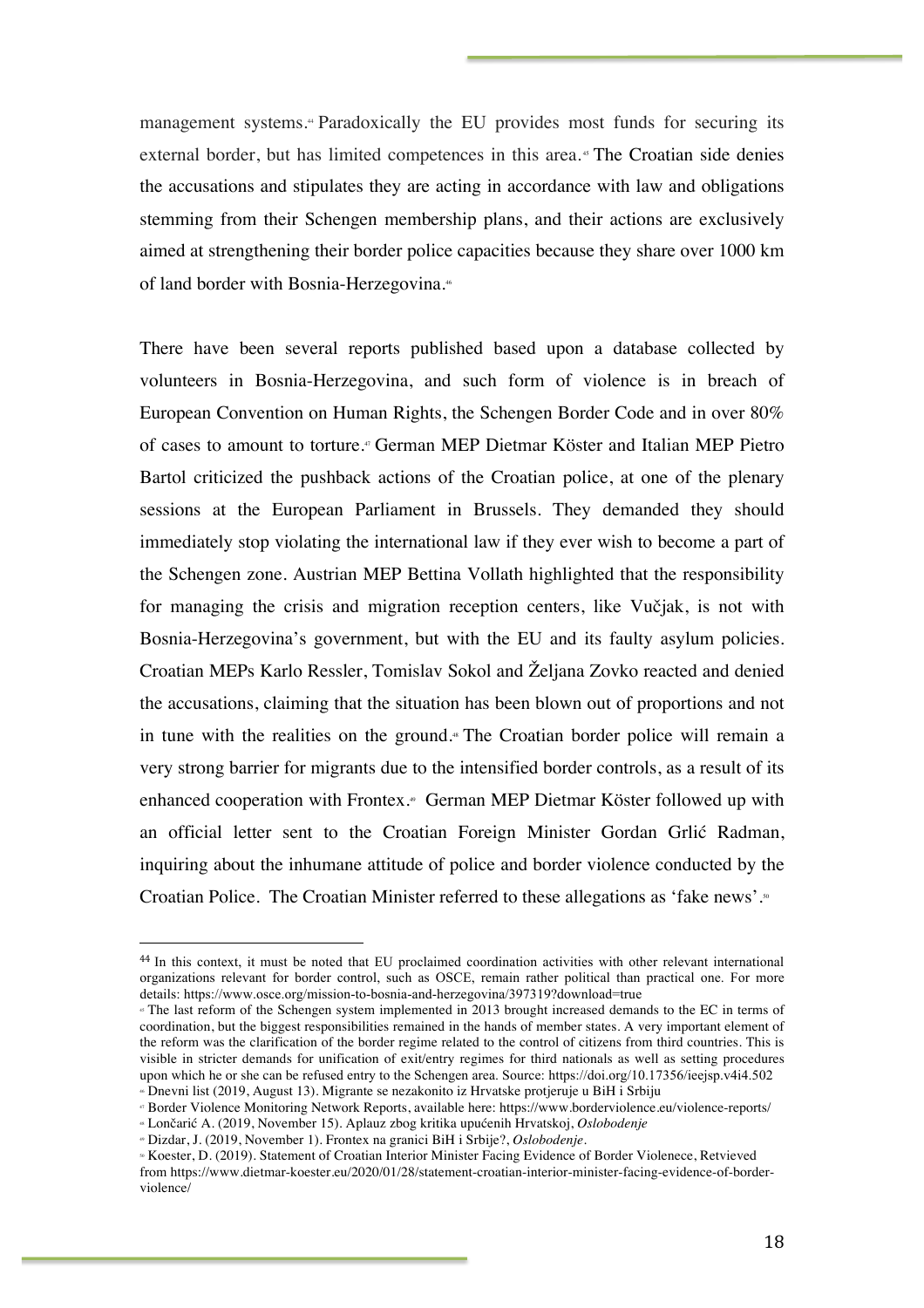management systems.[44] Paradoxically the EU provides most funds for securing its external border, but has limited competences in this area.[45] The Croatian side denies the accusations and stipulates they are acting in accordance with law and obligations stemming from their Schengen membership plans, and their actions are exclusively aimed at strengthening their border police capacities because they share over 1000 km of land border with Bosnia-Herzegovina.[46]

There have been several reports published based upon a database collected by volunteers in Bosnia-Herzegovina, and such form of violence is in breach of European Convention on Human Rights, the Schengen Border Code and in over 80% of cases to amount to torture.[47] German MEP Dietmar Köster and Italian MEP Pietro Bartol criticized the pushback actions of the Croatian police, at one of the plenary sessions at the European Parliament in Brussels. They demanded they should immediately stop violating the international law if they ever wish to become a part of the Schengen zone. Austrian MEP Bettina Vollath highlighted that the responsibility for managing the crisis and migration reception centers, like Vučjak, is not with Bosnia-Herzegovina's government, but with the EU and its faulty asylum policies. Croatian MEPs Karlo Ressler, Tomislav Sokol and Željana Zovko reacted and denied the accusations, claiming that the situation has been blown out of proportions and not in tune with the realities on the ground.[48] The Croatian border police will remain a very strong barrier for migrants due to the intensified border controls, as a result of its enhanced cooperation with Frontex.[49] German MEP Dietmar Köster followed up with an official letter sent to the Croatian Foreign Minister Gordan Grlić Radman, inquiring about the inhumane attitude of police and border violence conducted by the Croatian Police. The Croatian Minister referred to these allegations as 'fake news'.[50]

---

[44] In this context, it must be noted that EU proclaimed coordination activities with other relevant international organizations relevant for border control, such as OSCE, remain rather political than practical one. For more details: https://www.osce.org/mission-to-bosnia-and-herzegovina/397319?download=true

[45] The last reform of the Schengen system implemented in 2013 brought increased demands to the EC in terms of coordination, but the biggest responsibilities remained in the hands of member states. A very important element of the reform was the clarification of the border regime related to the control of citizens from third countries. This is visible in stricter demands for unification of exit/entry regimes for third nationals as well as setting procedures upon which he or she can be refused entry to the Schengen area. Source: https://doi.org/10.17356/ieejsp.v4i4.502

[46] Dnevni list (2019, August 13). Migrante se nezakonito iz Hrvatske protjeruje u BiH i Srbiju

[47] Border Violence Monitoring Network Reports, available here: https://www.borderviolence.eu/violence-reports/

[48] Lončarić A. (2019, November 15). Aplauz zbog kritika upućenih Hrvatskoj, *Oslobođenje*

[49] Dizdar, J. (2019, November 1). Frontex na granici BiH i Srbije?, *Oslobođenje*.

[50] Koester, D. (2019). Statement of Croatian Interior Minister Facing Evidence of Border Violenece, Retvieved from https://www.dietmar-koester.eu/2020/01/28/statement-croatian-interior-minister-facing-evidence-of-border-violence/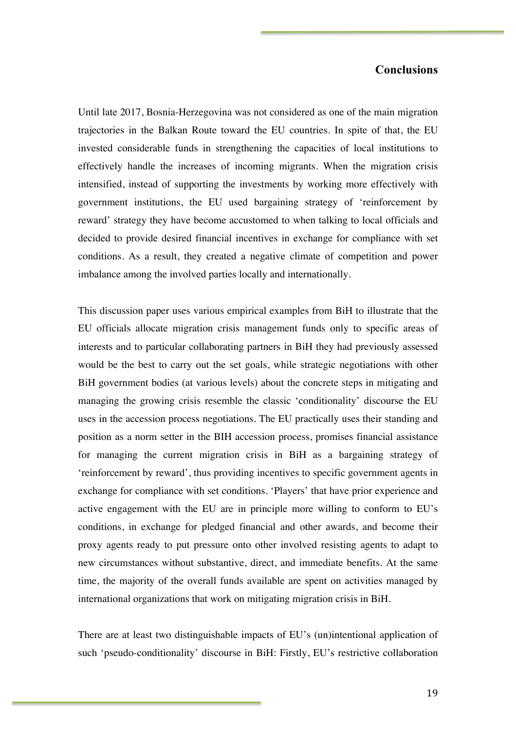## Conclusions

Until late 2017, Bosnia-Herzegovina was not considered as one of the main migration trajectories in the Balkan Route toward the EU countries. In spite of that, the EU invested considerable funds in strengthening the capacities of local institutions to effectively handle the increases of incoming migrants. When the migration crisis intensified, instead of supporting the investments by working more effectively with government institutions, the EU used bargaining strategy of 'reinforcement by reward' strategy they have become accustomed to when talking to local officials and decided to provide desired financial incentives in exchange for compliance with set conditions. As a result, they created a negative climate of competition and power imbalance among the involved parties locally and internationally.

This discussion paper uses various empirical examples from BiH to illustrate that the EU officials allocate migration crisis management funds only to specific areas of interests and to particular collaborating partners in BiH they had previously assessed would be the best to carry out the set goals, while strategic negotiations with other BiH government bodies (at various levels) about the concrete steps in mitigating and managing the growing crisis resemble the classic 'conditionality' discourse the EU uses in the accession process negotiations. The EU practically uses their standing and position as a norm setter in the BIH accession process, promises financial assistance for managing the current migration crisis in BiH as a bargaining strategy of 'reinforcement by reward', thus providing incentives to specific government agents in exchange for compliance with set conditions. 'Players' that have prior experience and active engagement with the EU are in principle more willing to conform to EU's conditions, in exchange for pledged financial and other awards, and become their proxy agents ready to put pressure onto other involved resisting agents to adapt to new circumstances without substantive, direct, and immediate benefits. At the same time, the majority of the overall funds available are spent on activities managed by international organizations that work on mitigating migration crisis in BiH.

There are at least two distinguishable impacts of EU's (un)intentional application of such 'pseudo-conditionality' discourse in BiH: Firstly, EU's restrictive collaboration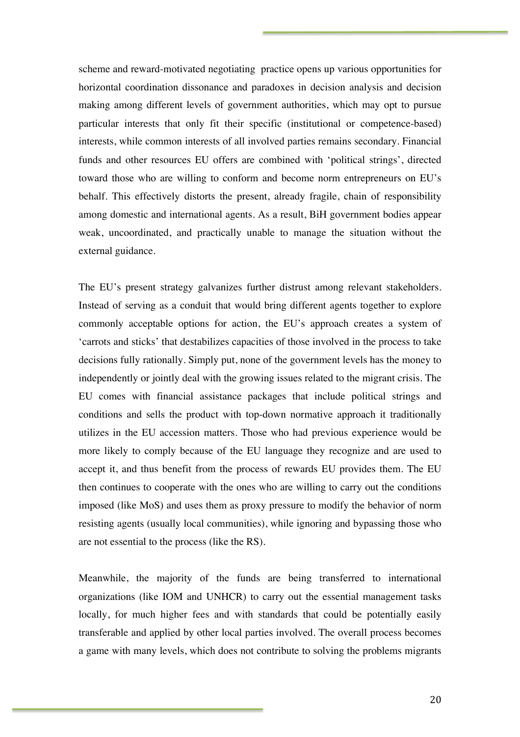scheme and reward-motivated negotiating practice opens up various opportunities for horizontal coordination dissonance and paradoxes in decision analysis and decision making among different levels of government authorities, which may opt to pursue particular interests that only fit their specific (institutional or competence-based) interests, while common interests of all involved parties remains secondary. Financial funds and other resources EU offers are combined with 'political strings', directed toward those who are willing to conform and become norm entrepreneurs on EU's behalf. This effectively distorts the present, already fragile, chain of responsibility among domestic and international agents. As a result, BiH government bodies appear weak, uncoordinated, and practically unable to manage the situation without the external guidance.

The EU's present strategy galvanizes further distrust among relevant stakeholders. Instead of serving as a conduit that would bring different agents together to explore commonly acceptable options for action, the EU's approach creates a system of 'carrots and sticks' that destabilizes capacities of those involved in the process to take decisions fully rationally. Simply put, none of the government levels has the money to independently or jointly deal with the growing issues related to the migrant crisis. The EU comes with financial assistance packages that include political strings and conditions and sells the product with top-down normative approach it traditionally utilizes in the EU accession matters. Those who had previous experience would be more likely to comply because of the EU language they recognize and are used to accept it, and thus benefit from the process of rewards EU provides them. The EU then continues to cooperate with the ones who are willing to carry out the conditions imposed (like MoS) and uses them as proxy pressure to modify the behavior of norm resisting agents (usually local communities), while ignoring and bypassing those who are not essential to the process (like the RS).

Meanwhile, the majority of the funds are being transferred to international organizations (like IOM and UNHCR) to carry out the essential management tasks locally, for much higher fees and with standards that could be potentially easily transferable and applied by other local parties involved. The overall process becomes a game with many levels, which does not contribute to solving the problems migrants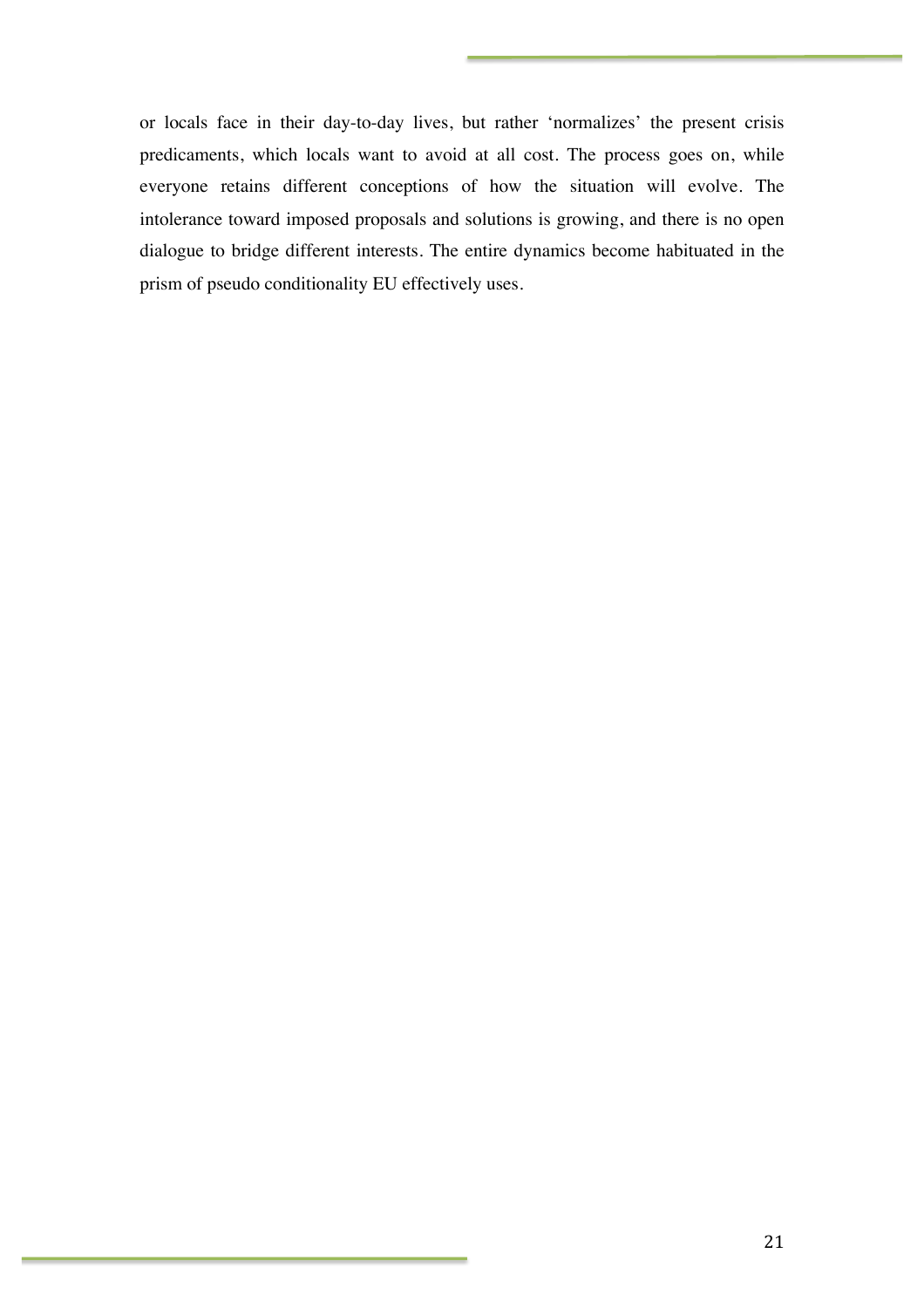or locals face in their day-to-day lives, but rather 'normalizes' the present crisis predicaments, which locals want to avoid at all cost. The process goes on, while everyone retains different conceptions of how the situation will evolve. The intolerance toward imposed proposals and solutions is growing, and there is no open dialogue to bridge different interests. The entire dynamics become habituated in the prism of pseudo conditionality EU effectively uses.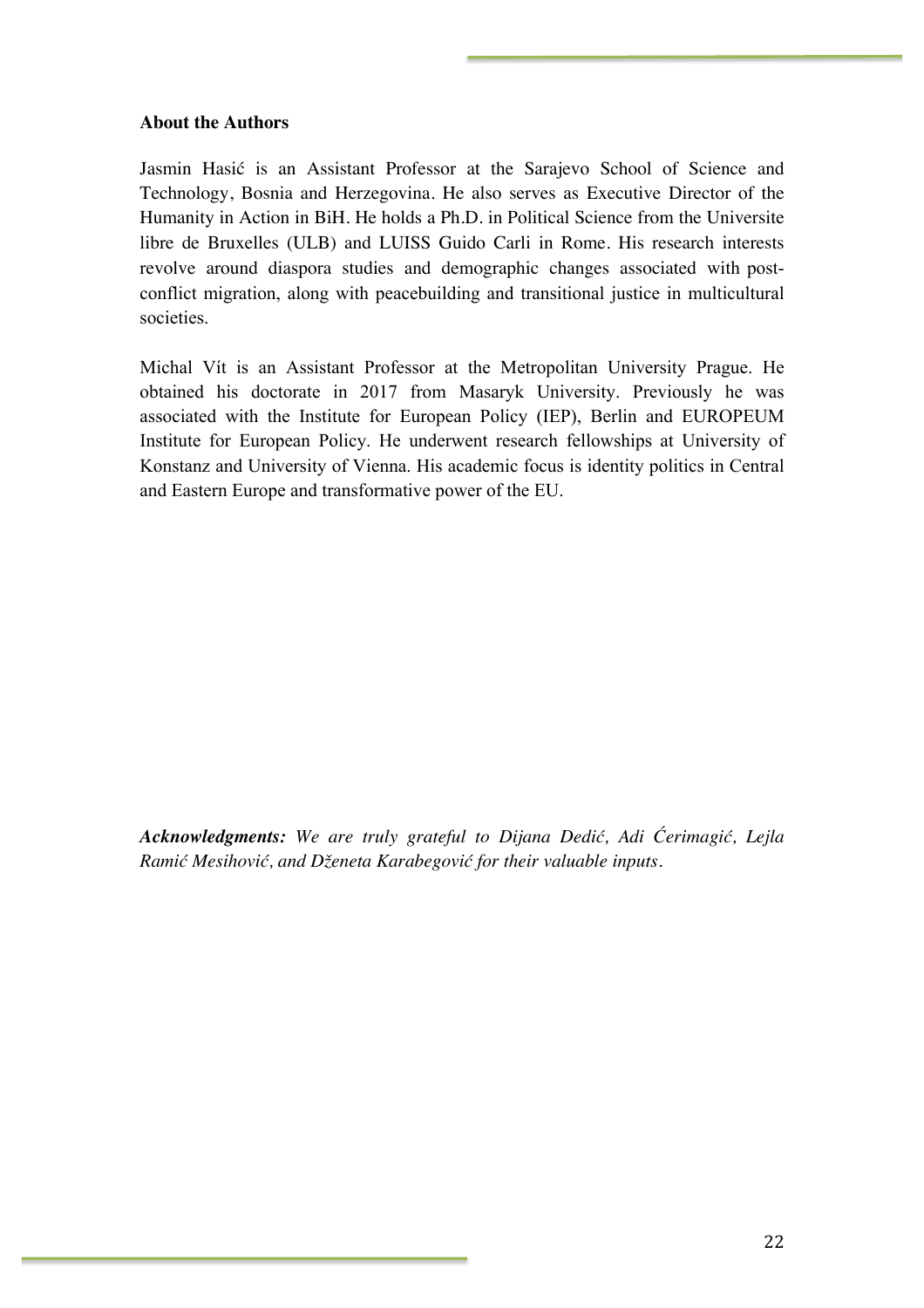**About the Authors**

Jasmin Hasić is an Assistant Professor at the Sarajevo School of Science and Technology, Bosnia and Herzegovina. He also serves as Executive Director of the Humanity in Action in BiH. He holds a Ph.D. in Political Science from the Universite libre de Bruxelles (ULB) and LUISS Guido Carli in Rome. His research interests revolve around diaspora studies and demographic changes associated with post-conflict migration, along with peacebuilding and transitional justice in multicultural societies.

Michal Vít is an Assistant Professor at the Metropolitan University Prague. He obtained his doctorate in 2017 from Masaryk University. Previously he was associated with the Institute for European Policy (IEP), Berlin and EUROPEUM Institute for European Policy. He underwent research fellowships at University of Konstanz and University of Vienna. His academic focus is identity politics in Central and Eastern Europe and transformative power of the EU.

***Acknowledgments:*** *We are truly grateful to Dijana Dedić, Adi Ćerimagić, Lejla Ramić Mesihović, and Dženeta Karabegović for their valuable inputs.*